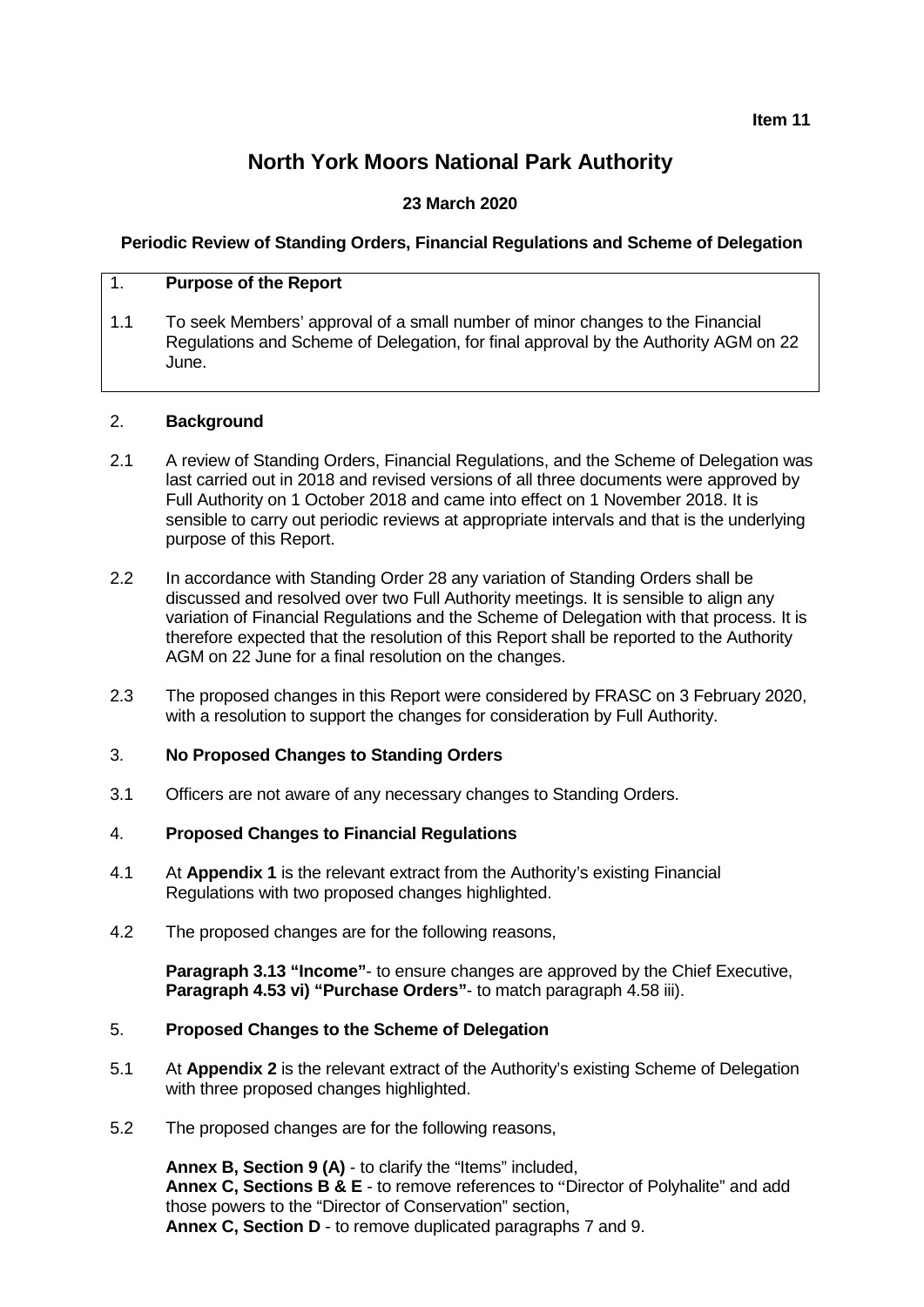**Item 11**

# North York Moors National Park Authority

**23 March 2020**

**Periodic Review of Standing Orders, Financial Regulations and Scheme of Delegation**

## 1. Purpose of the Report

1.1 To seek Members' approval of a small number of minor changes to the Financial Regulations and Scheme of Delegation, for final approval by the Authority AGM on 22 June.

## 2. Background

2.1 A review of Standing Orders, Financial Regulations, and the Scheme of Delegation was last carried out in 2018 and revised versions of all three documents were approved by Full Authority on 1 October 2018 and came into effect on 1 November 2018. It is sensible to carry out periodic reviews at appropriate intervals and that is the underlying purpose of this Report.

2.2 In accordance with Standing Order 28 any variation of Standing Orders shall be discussed and resolved over two Full Authority meetings. It is sensible to align any variation of Financial Regulations and the Scheme of Delegation with that process. It is therefore expected that the resolution of this Report shall be reported to the Authority AGM on 22 June for a final resolution on the changes.

2.3 The proposed changes in this Report were considered by FRASC on 3 February 2020, with a resolution to support the changes for consideration by Full Authority.

## 3. No Proposed Changes to Standing Orders

3.1 Officers are not aware of any necessary changes to Standing Orders.

## 4. Proposed Changes to Financial Regulations

4.1 At **Appendix 1** is the relevant extract from the Authority's existing Financial Regulations with two proposed changes highlighted.

4.2 The proposed changes are for the following reasons,

**Paragraph 3.13 "Income"**- to ensure changes are approved by the Chief Executive,
**Paragraph 4.53 vi) "Purchase Orders"**- to match paragraph 4.58 iii).

## 5. Proposed Changes to the Scheme of Delegation

5.1 At **Appendix 2** is the relevant extract of the Authority's existing Scheme of Delegation with three proposed changes highlighted.

5.2 The proposed changes are for the following reasons,

**Annex B, Section 9 (A)** - to clarify the "Items" included,
**Annex C, Sections B & E** - to remove references to "Director of Polyhalite" and add those powers to the "Director of Conservation" section,
**Annex C, Section D** - to remove duplicated paragraphs 7 and 9.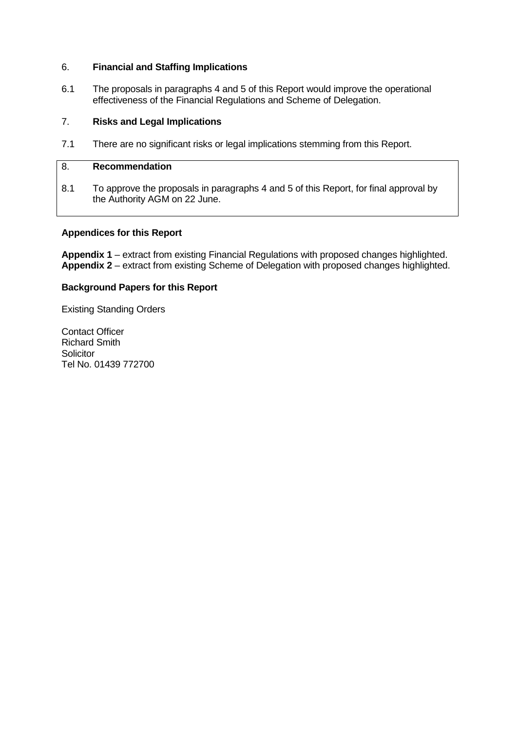6. **Financial and Staffing Implications**

6.1 The proposals in paragraphs 4 and 5 of this Report would improve the operational effectiveness of the Financial Regulations and Scheme of Delegation.

7. **Risks and Legal Implications**

7.1 There are no significant risks or legal implications stemming from this Report.

8. **Recommendation**

8.1 To approve the proposals in paragraphs 4 and 5 of this Report, for final approval by the Authority AGM on 22 June.

**Appendices for this Report**

**Appendix 1** – extract from existing Financial Regulations with proposed changes highlighted.
**Appendix 2** – extract from existing Scheme of Delegation with proposed changes highlighted.

**Background Papers for this Report**

Existing Standing Orders

Contact Officer
Richard Smith
Solicitor
Tel No. 01439 772700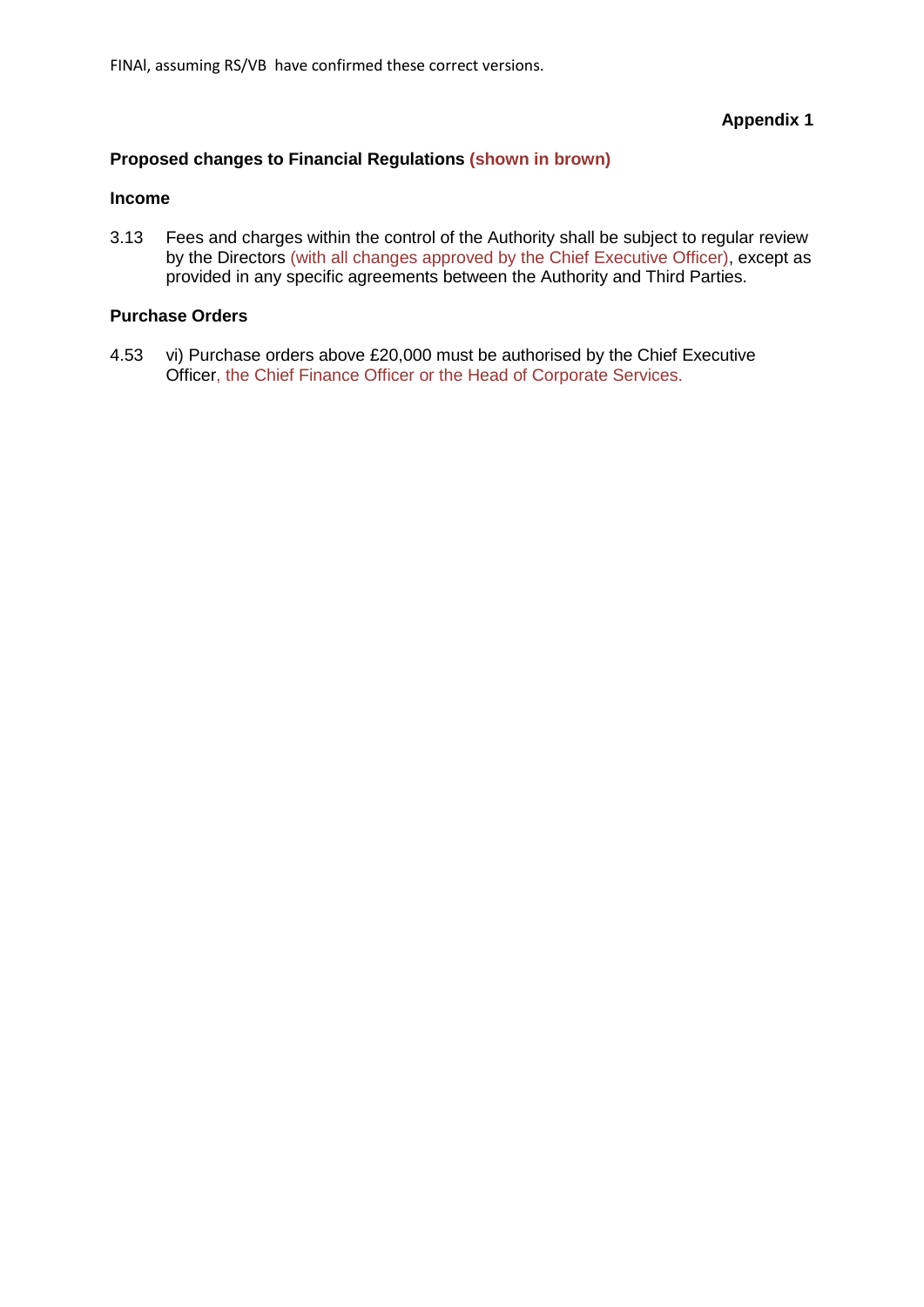FINAl, assuming RS/VB have confirmed these correct versions.

**Appendix 1**

**Proposed changes to Financial Regulations (shown in brown)**

**Income**

3.13 Fees and charges within the control of the Authority shall be subject to regular review by the Directors (with all changes approved by the Chief Executive Officer), except as provided in any specific agreements between the Authority and Third Parties.

**Purchase Orders**

4.53 vi) Purchase orders above £20,000 must be authorised by the Chief Executive Officer, the Chief Finance Officer or the Head of Corporate Services.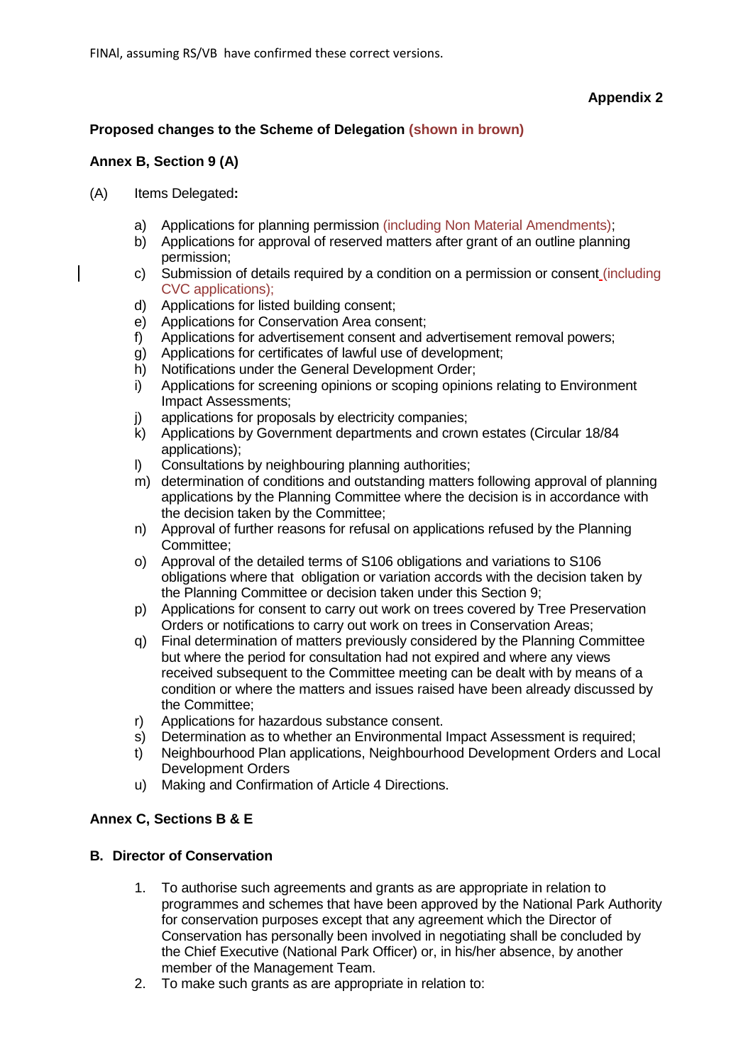FINAl, assuming RS/VB have confirmed these correct versions.

**Appendix 2**

**Proposed changes to the Scheme of Delegation (shown in brown)**

**Annex B, Section 9 (A)**

(A) Items Delegated**:**

a) Applications for planning permission (including Non Material Amendments);
b) Applications for approval of reserved matters after grant of an outline planning permission;
c) Submission of details required by a condition on a permission or consent (including CVC applications);
d) Applications for listed building consent;
e) Applications for Conservation Area consent;
f) Applications for advertisement consent and advertisement removal powers;
g) Applications for certificates of lawful use of development;
h) Notifications under the General Development Order;
i) Applications for screening opinions or scoping opinions relating to Environment Impact Assessments;
j) applications for proposals by electricity companies;
k) Applications by Government departments and crown estates (Circular 18/84 applications);
l) Consultations by neighbouring planning authorities;
m) determination of conditions and outstanding matters following approval of planning applications by the Planning Committee where the decision is in accordance with the decision taken by the Committee;
n) Approval of further reasons for refusal on applications refused by the Planning Committee;
o) Approval of the detailed terms of S106 obligations and variations to S106 obligations where that obligation or variation accords with the decision taken by the Planning Committee or decision taken under this Section 9;
p) Applications for consent to carry out work on trees covered by Tree Preservation Orders or notifications to carry out work on trees in Conservation Areas;
q) Final determination of matters previously considered by the Planning Committee but where the period for consultation had not expired and where any views received subsequent to the Committee meeting can be dealt with by means of a condition or where the matters and issues raised have been already discussed by the Committee;
r) Applications for hazardous substance consent.
s) Determination as to whether an Environmental Impact Assessment is required;
t) Neighbourhood Plan applications, Neighbourhood Development Orders and Local Development Orders
u) Making and Confirmation of Article 4 Directions.

**Annex C, Sections B & E**

**B. Director of Conservation**

1. To authorise such agreements and grants as are appropriate in relation to programmes and schemes that have been approved by the National Park Authority for conservation purposes except that any agreement which the Director of Conservation has personally been involved in negotiating shall be concluded by the Chief Executive (National Park Officer) or, in his/her absence, by another member of the Management Team.
2. To make such grants as are appropriate in relation to: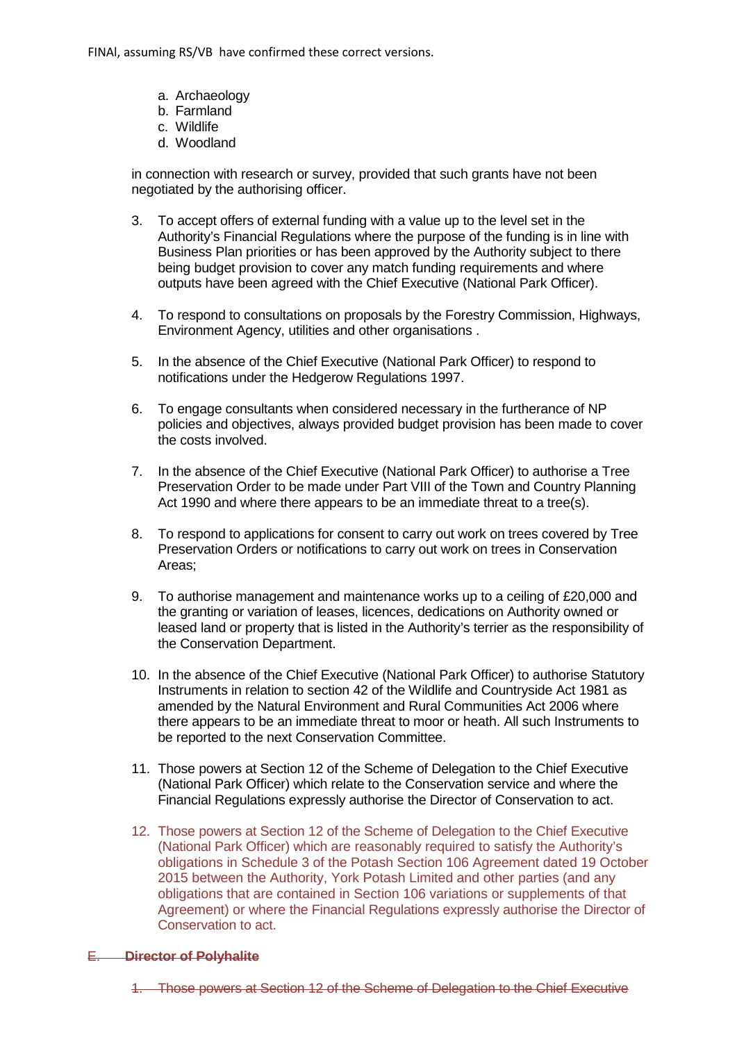a. Archaeology
b. Farmland
c. Wildlife
d. Woodland

in connection with research or survey, provided that such grants have not been negotiated by the authorising officer.

3. To accept offers of external funding with a value up to the level set in the Authority's Financial Regulations where the purpose of the funding is in line with Business Plan priorities or has been approved by the Authority subject to there being budget provision to cover any match funding requirements and where outputs have been agreed with the Chief Executive (National Park Officer).

4. To respond to consultations on proposals by the Forestry Commission, Highways, Environment Agency, utilities and other organisations .

5. In the absence of the Chief Executive (National Park Officer) to respond to notifications under the Hedgerow Regulations 1997.

6. To engage consultants when considered necessary in the furtherance of NP policies and objectives, always provided budget provision has been made to cover the costs involved.

7. In the absence of the Chief Executive (National Park Officer) to authorise a Tree Preservation Order to be made under Part VIII of the Town and Country Planning Act 1990 and where there appears to be an immediate threat to a tree(s).

8. To respond to applications for consent to carry out work on trees covered by Tree Preservation Orders or notifications to carry out work on trees in Conservation Areas;

9. To authorise management and maintenance works up to a ceiling of £20,000 and the granting or variation of leases, licences, dedications on Authority owned or leased land or property that is listed in the Authority's terrier as the responsibility of the Conservation Department.

10. In the absence of the Chief Executive (National Park Officer) to authorise Statutory Instruments in relation to section 42 of the Wildlife and Countryside Act 1981 as amended by the Natural Environment and Rural Communities Act 2006 where there appears to be an immediate threat to moor or heath. All such Instruments to be reported to the next Conservation Committee.

11. Those powers at Section 12 of the Scheme of Delegation to the Chief Executive (National Park Officer) which relate to the Conservation service and where the Financial Regulations expressly authorise the Director of Conservation to act.

12. Those powers at Section 12 of the Scheme of Delegation to the Chief Executive (National Park Officer) which are reasonably required to satisfy the Authority's obligations in Schedule 3 of the Potash Section 106 Agreement dated 19 October 2015 between the Authority, York Potash Limited and other parties (and any obligations that are contained in Section 106 variations or supplements of that Agreement) or where the Financial Regulations expressly authorise the Director of Conservation to act.

~~E. **Director of Polyhalite**~~

~~1. Those powers at Section 12 of the Scheme of Delegation to the Chief Executive~~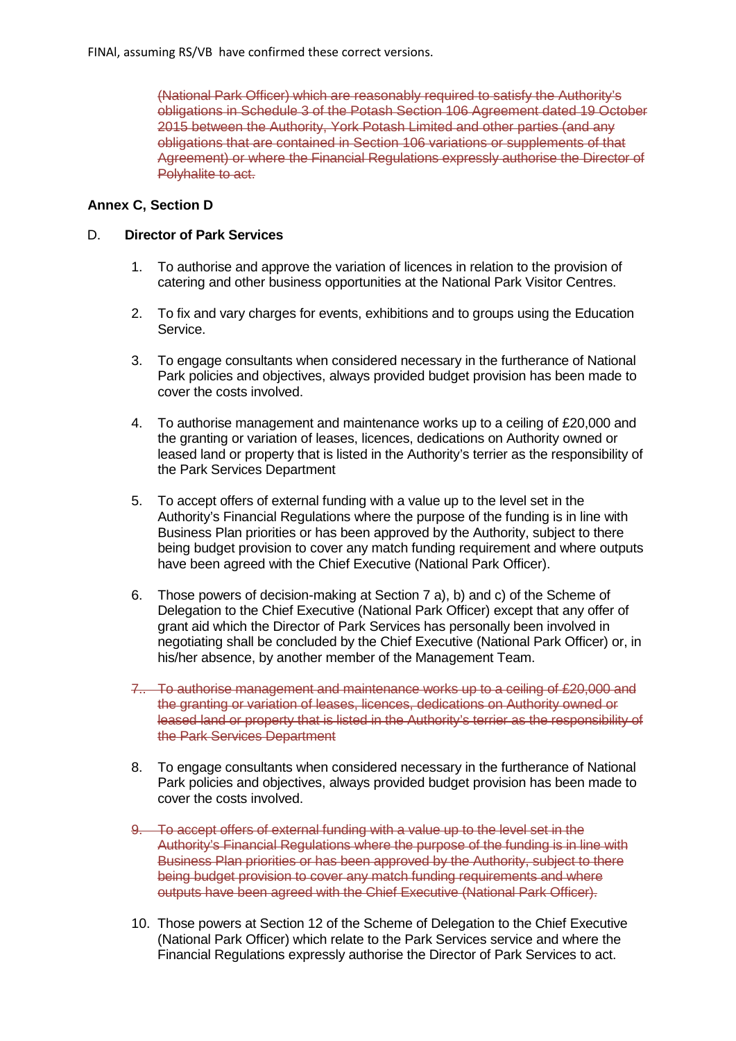FINAl, assuming RS/VB have confirmed these correct versions.

~~(National Park Officer) which are reasonably required to satisfy the Authority's obligations in Schedule 3 of the Potash Section 106 Agreement dated 19 October 2015 between the Authority, York Potash Limited and other parties (and any obligations that are contained in Section 106 variations or supplements of that Agreement) or where the Financial Regulations expressly authorise the Director of Polyhalite to act.~~

**Annex C, Section D**

D. **Director of Park Services**

1. To authorise and approve the variation of licences in relation to the provision of catering and other business opportunities at the National Park Visitor Centres.

2. To fix and vary charges for events, exhibitions and to groups using the Education Service.

3. To engage consultants when considered necessary in the furtherance of National Park policies and objectives, always provided budget provision has been made to cover the costs involved.

4. To authorise management and maintenance works up to a ceiling of £20,000 and the granting or variation of leases, licences, dedications on Authority owned or leased land or property that is listed in the Authority's terrier as the responsibility of the Park Services Department

5. To accept offers of external funding with a value up to the level set in the Authority's Financial Regulations where the purpose of the funding is in line with Business Plan priorities or has been approved by the Authority, subject to there being budget provision to cover any match funding requirement and where outputs have been agreed with the Chief Executive (National Park Officer).

6. Those powers of decision-making at Section 7 a), b) and c) of the Scheme of Delegation to the Chief Executive (National Park Officer) except that any offer of grant aid which the Director of Park Services has personally been involved in negotiating shall be concluded by the Chief Executive (National Park Officer) or, in his/her absence, by another member of the Management Team.

~~7.. To authorise management and maintenance works up to a ceiling of £20,000 and the granting or variation of leases, licences, dedications on Authority owned or leased land or property that is listed in the Authority's terrier as the responsibility of the Park Services Department~~

8. To engage consultants when considered necessary in the furtherance of National Park policies and objectives, always provided budget provision has been made to cover the costs involved.

~~9. To accept offers of external funding with a value up to the level set in the Authority's Financial Regulations where the purpose of the funding is in line with Business Plan priorities or has been approved by the Authority, subject to there being budget provision to cover any match funding requirements and where outputs have been agreed with the Chief Executive (National Park Officer).~~

10. Those powers at Section 12 of the Scheme of Delegation to the Chief Executive (National Park Officer) which relate to the Park Services service and where the Financial Regulations expressly authorise the Director of Park Services to act.